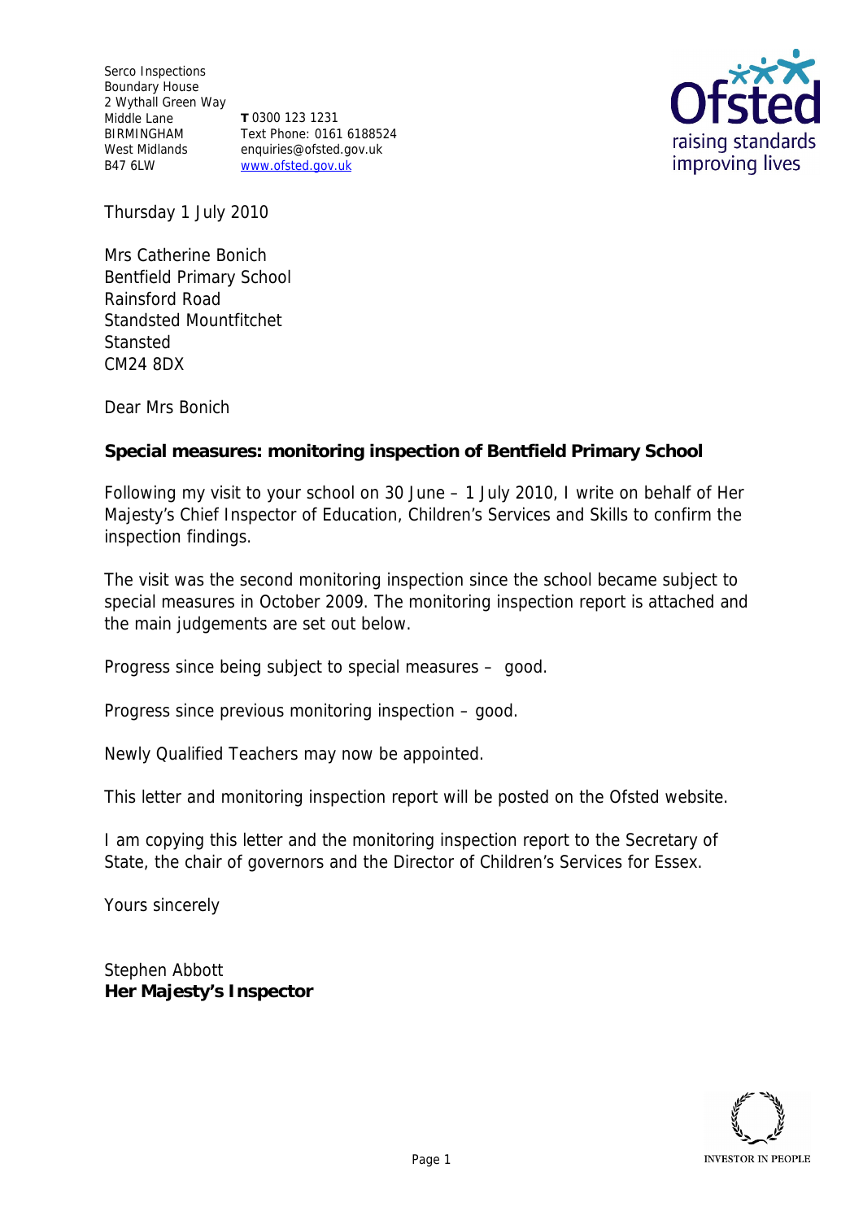Serco Inspections
Boundary House
2 Wythall Green Way
Middle Lane
BIRMINGHAM
West Midlands
B47 6LW

**T** 0300 123 1231
Text Phone: 0161 6188524
enquiries@ofsted.gov.uk
www.ofsted.gov.uk

Thursday 1 July 2010

Mrs Catherine Bonich
Bentfield Primary School
Rainsford Road
Standsted Mountfitchet
Stansted
CM24 8DX

Dear Mrs Bonich

**Special measures: monitoring inspection of Bentfield Primary School**

Following my visit to your school on 30 June – 1 July 2010, I write on behalf of Her Majesty's Chief Inspector of Education, Children's Services and Skills to confirm the inspection findings.

The visit was the second monitoring inspection since the school became subject to special measures in October 2009. The monitoring inspection report is attached and the main judgements are set out below.

Progress since being subject to special measures – good.

Progress since previous monitoring inspection – good.

Newly Qualified Teachers may now be appointed.

This letter and monitoring inspection report will be posted on the Ofsted website.

I am copying this letter and the monitoring inspection report to the Secretary of State, the chair of governors and the Director of Children's Services for Essex.

Yours sincerely

Stephen Abbott
**Her Majesty's Inspector**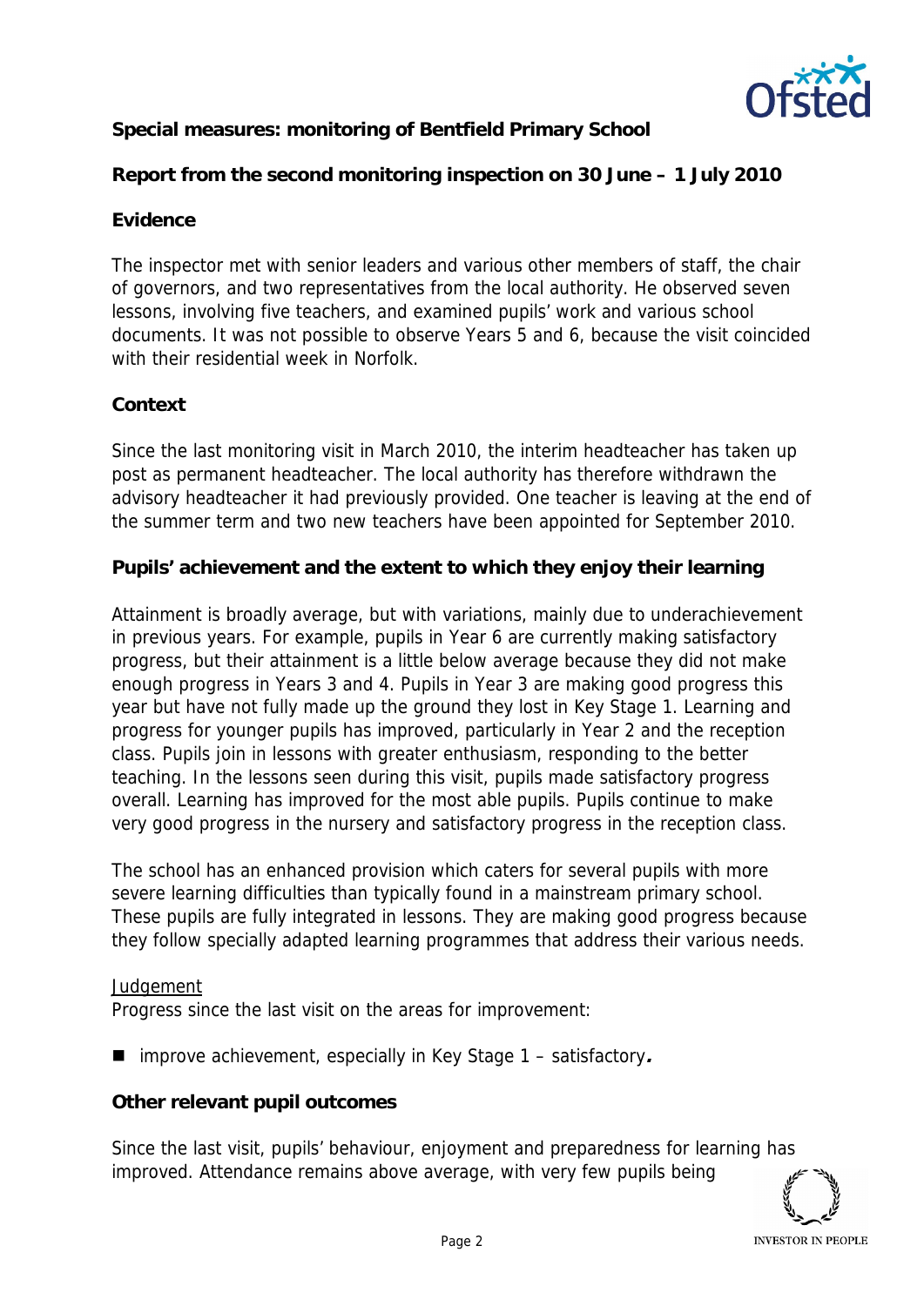**Special measures: monitoring of Bentfield Primary School**

**Report from the second monitoring inspection on 30 June – 1 July 2010**

**Evidence**

The inspector met with senior leaders and various other members of staff, the chair of governors, and two representatives from the local authority. He observed seven lessons, involving five teachers, and examined pupils' work and various school documents. It was not possible to observe Years 5 and 6, because the visit coincided with their residential week in Norfolk.

**Context**

Since the last monitoring visit in March 2010, the interim headteacher has taken up post as permanent headteacher. The local authority has therefore withdrawn the advisory headteacher it had previously provided. One teacher is leaving at the end of the summer term and two new teachers have been appointed for September 2010.

**Pupils' achievement and the extent to which they enjoy their learning**

Attainment is broadly average, but with variations, mainly due to underachievement in previous years. For example, pupils in Year 6 are currently making satisfactory progress, but their attainment is a little below average because they did not make enough progress in Years 3 and 4. Pupils in Year 3 are making good progress this year but have not fully made up the ground they lost in Key Stage 1. Learning and progress for younger pupils has improved, particularly in Year 2 and the reception class. Pupils join in lessons with greater enthusiasm, responding to the better teaching. In the lessons seen during this visit, pupils made satisfactory progress overall. Learning has improved for the most able pupils. Pupils continue to make very good progress in the nursery and satisfactory progress in the reception class.

The school has an enhanced provision which caters for several pupils with more severe learning difficulties than typically found in a mainstream primary school. These pupils are fully integrated in lessons. They are making good progress because they follow specially adapted learning programmes that address their various needs.

Judgement

Progress since the last visit on the areas for improvement:

- improve achievement, especially in Key Stage 1 – satisfactory.

**Other relevant pupil outcomes**

Since the last visit, pupils' behaviour, enjoyment and preparedness for learning has improved. Attendance remains above average, with very few pupils being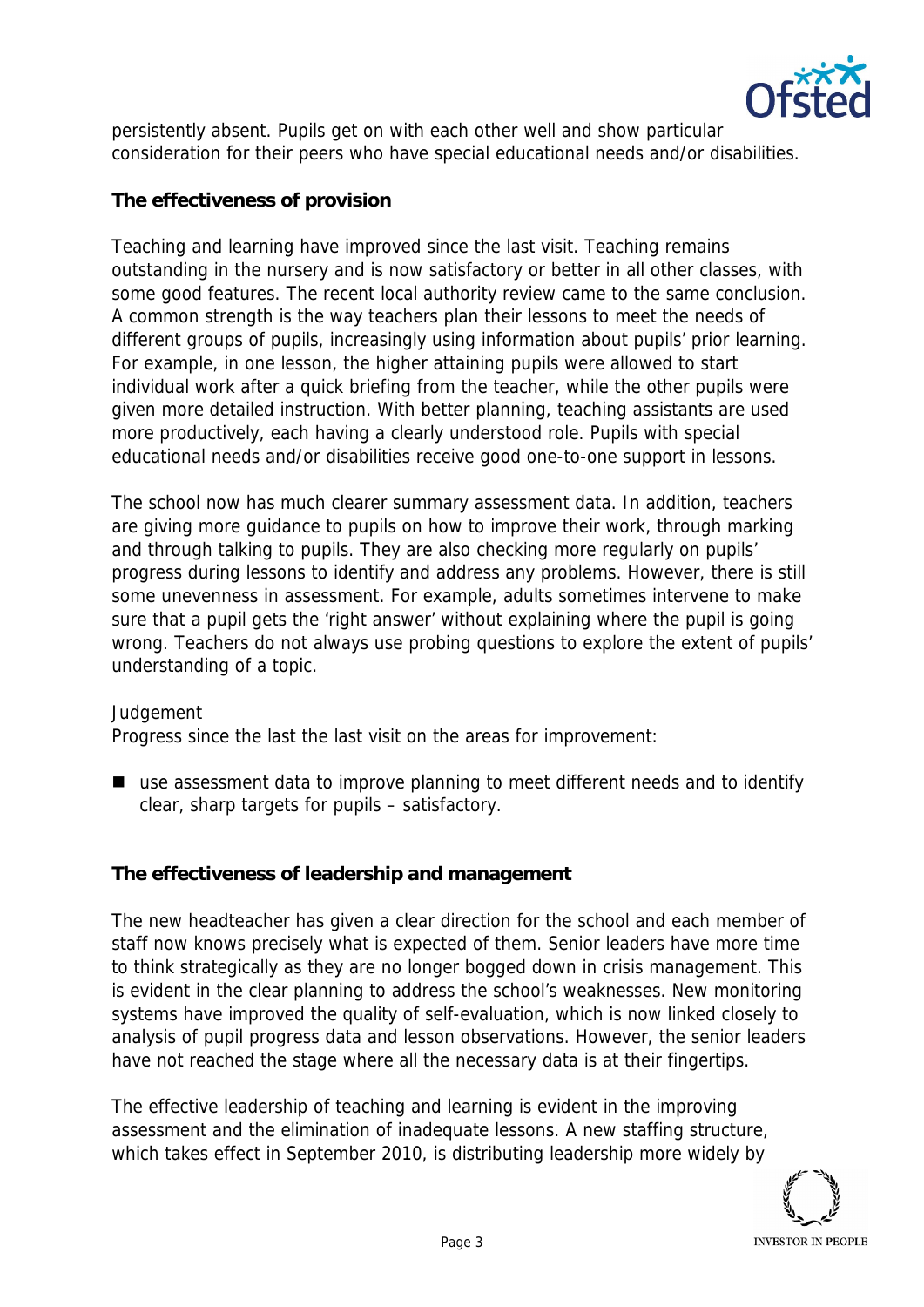persistently absent. Pupils get on with each other well and show particular consideration for their peers who have special educational needs and/or disabilities.

**The effectiveness of provision**

Teaching and learning have improved since the last visit. Teaching remains outstanding in the nursery and is now satisfactory or better in all other classes, with some good features. The recent local authority review came to the same conclusion. A common strength is the way teachers plan their lessons to meet the needs of different groups of pupils, increasingly using information about pupils' prior learning. For example, in one lesson, the higher attaining pupils were allowed to start individual work after a quick briefing from the teacher, while the other pupils were given more detailed instruction. With better planning, teaching assistants are used more productively, each having a clearly understood role. Pupils with special educational needs and/or disabilities receive good one-to-one support in lessons.

The school now has much clearer summary assessment data. In addition, teachers are giving more guidance to pupils on how to improve their work, through marking and through talking to pupils. They are also checking more regularly on pupils' progress during lessons to identify and address any problems. However, there is still some unevenness in assessment. For example, adults sometimes intervene to make sure that a pupil gets the 'right answer' without explaining where the pupil is going wrong. Teachers do not always use probing questions to explore the extent of pupils' understanding of a topic.

Judgement

Progress since the last the last visit on the areas for improvement:

- use assessment data to improve planning to meet different needs and to identify clear, sharp targets for pupils – satisfactory.

**The effectiveness of leadership and management**

The new headteacher has given a clear direction for the school and each member of staff now knows precisely what is expected of them. Senior leaders have more time to think strategically as they are no longer bogged down in crisis management. This is evident in the clear planning to address the school's weaknesses. New monitoring systems have improved the quality of self-evaluation, which is now linked closely to analysis of pupil progress data and lesson observations. However, the senior leaders have not reached the stage where all the necessary data is at their fingertips.

The effective leadership of teaching and learning is evident in the improving assessment and the elimination of inadequate lessons. A new staffing structure, which takes effect in September 2010, is distributing leadership more widely by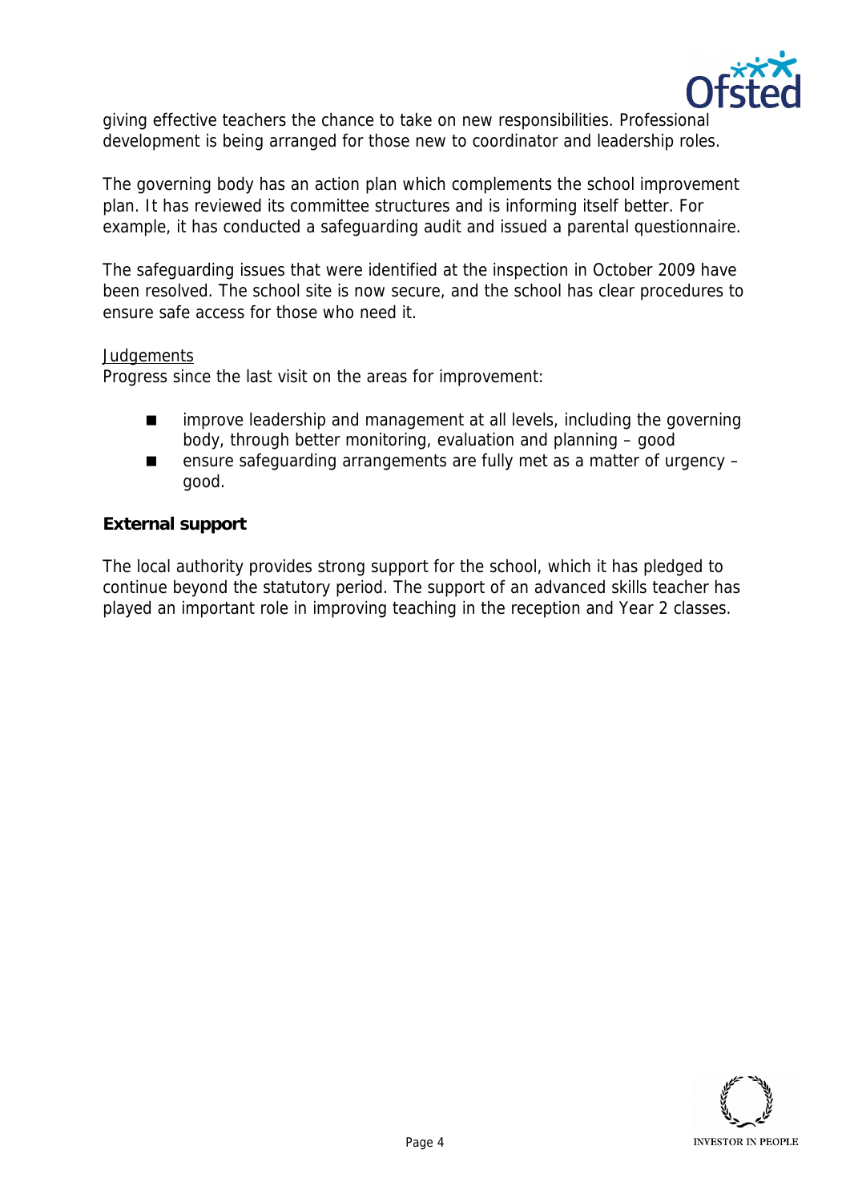giving effective teachers the chance to take on new responsibilities. Professional development is being arranged for those new to coordinator and leadership roles.

The governing body has an action plan which complements the school improvement plan. It has reviewed its committee structures and is informing itself better. For example, it has conducted a safeguarding audit and issued a parental questionnaire.

The safeguarding issues that were identified at the inspection in October 2009 have been resolved. The school site is now secure, and the school has clear procedures to ensure safe access for those who need it.

Judgements

Progress since the last visit on the areas for improvement:

- improve leadership and management at all levels, including the governing body, through better monitoring, evaluation and planning – good
- ensure safeguarding arrangements are fully met as a matter of urgency – good.

**External support**

The local authority provides strong support for the school, which it has pledged to continue beyond the statutory period. The support of an advanced skills teacher has played an important role in improving teaching in the reception and Year 2 classes.